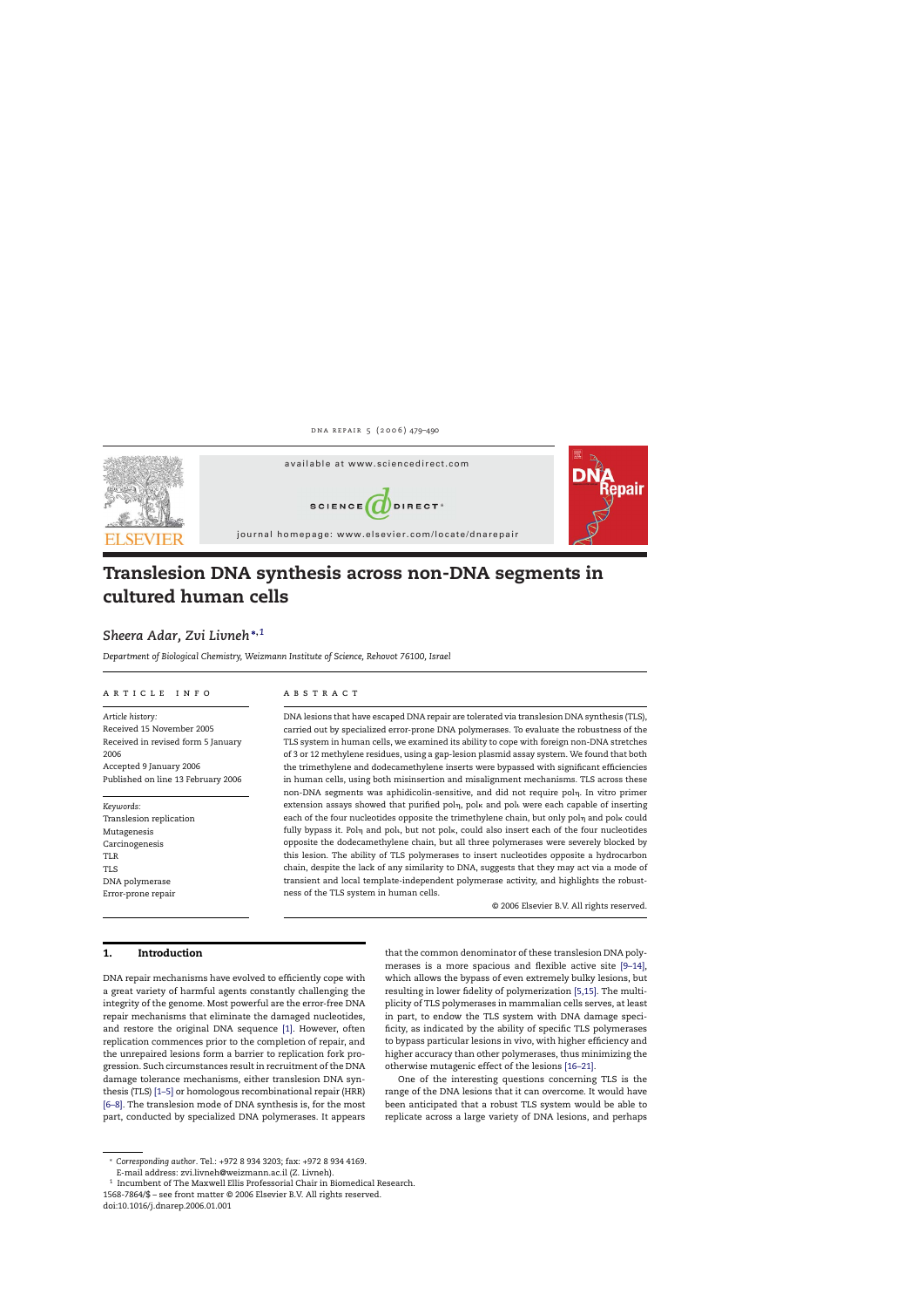# Translesion DNA synthesis across non-DNA segments in cultured human cells

*Sheera Adar, Zvi Livneh*[*,1]

*Department of Biological Chemistry, Weizmann Institute of Science, Rehovot 76100, Israel*

**ARTICLE INFO**

*Article history:*
Received 15 November 2005
Received in revised form 5 January 2006
Accepted 9 January 2006
Published on line 13 February 2006

*Keywords:*
Translesion replication
Mutagenesis
Carcinogenesis
TLR
TLS
DNA polymerase
Error-prone repair

**ABSTRACT**

DNA lesions that have escaped DNA repair are tolerated via translesion DNA synthesis (TLS), carried out by specialized error-prone DNA polymerases. To evaluate the robustness of the TLS system in human cells, we examined its ability to cope with foreign non-DNA stretches of 3 or 12 methylene residues, using a gap-lesion plasmid assay system. We found that both the trimethylene and dodecamethylene inserts were bypassed with significant efficiencies in human cells, using both misinsertion and misalignment mechanisms. TLS across these non-DNA segments was aphidicolin-sensitive, and did not require polη. In vitro primer extension assays showed that purified polη, polκ and polι were each capable of inserting each of the four nucleotides opposite the trimethylene chain, but only polη and polκ could fully bypass it. Polη and polι, but not polκ, could also insert each of the four nucleotides opposite the dodecamethylene chain, but all three polymerases were severely blocked by this lesion. The ability of TLS polymerases to insert nucleotides opposite a hydrocarbon chain, despite the lack of any similarity to DNA, suggests that they may act via a mode of transient and local template-independent polymerase activity, and highlights the robustness of the TLS system in human cells.

© 2006 Elsevier B.V. All rights reserved.

## 1. Introduction

DNA repair mechanisms have evolved to efficiently cope with a great variety of harmful agents constantly challenging the integrity of the genome. Most powerful are the error-free DNA repair mechanisms that eliminate the damaged nucleotides, and restore the original DNA sequence [1]. However, often replication commences prior to the completion of repair, and the unrepaired lesions form a barrier to replication fork progression. Such circumstances result in recruitment of the DNA damage tolerance mechanisms, either translesion DNA synthesis (TLS) [1–5] or homologous recombinational repair (HRR) [6–8]. The translesion mode of DNA synthesis is, for the most part, conducted by specialized DNA polymerases. It appears that the common denominator of these translesion DNA polymerases is a more spacious and flexible active site [9–14], which allows the bypass of even extremely bulky lesions, but resulting in lower fidelity of polymerization [5,15]. The multiplicity of TLS polymerases in mammalian cells serves, at least in part, to endow the TLS system with DNA damage specificity, as indicated by the ability of specific TLS polymerases to bypass particular lesions in vivo, with higher efficiency and higher accuracy than other polymerases, thus minimizing the otherwise mutagenic effect of the lesions [16–21].

One of the interesting questions concerning TLS is the range of the DNA lesions that it can overcome. It would have been anticipated that a robust TLS system would be able to replicate across a large variety of DNA lesions, and perhaps

[*] *Corresponding author*. Tel.: +972 8 934 3203; fax: +972 8 934 4169.
E-mail address: zvi.livneh@weizmann.ac.il (Z. Livneh).
[1] Incumbent of The Maxwell Ellis Professorial Chair in Biomedical Research.
1568-7864/$ – see front matter © 2006 Elsevier B.V. All rights reserved.
doi:10.1016/j.dnarep.2006.01.001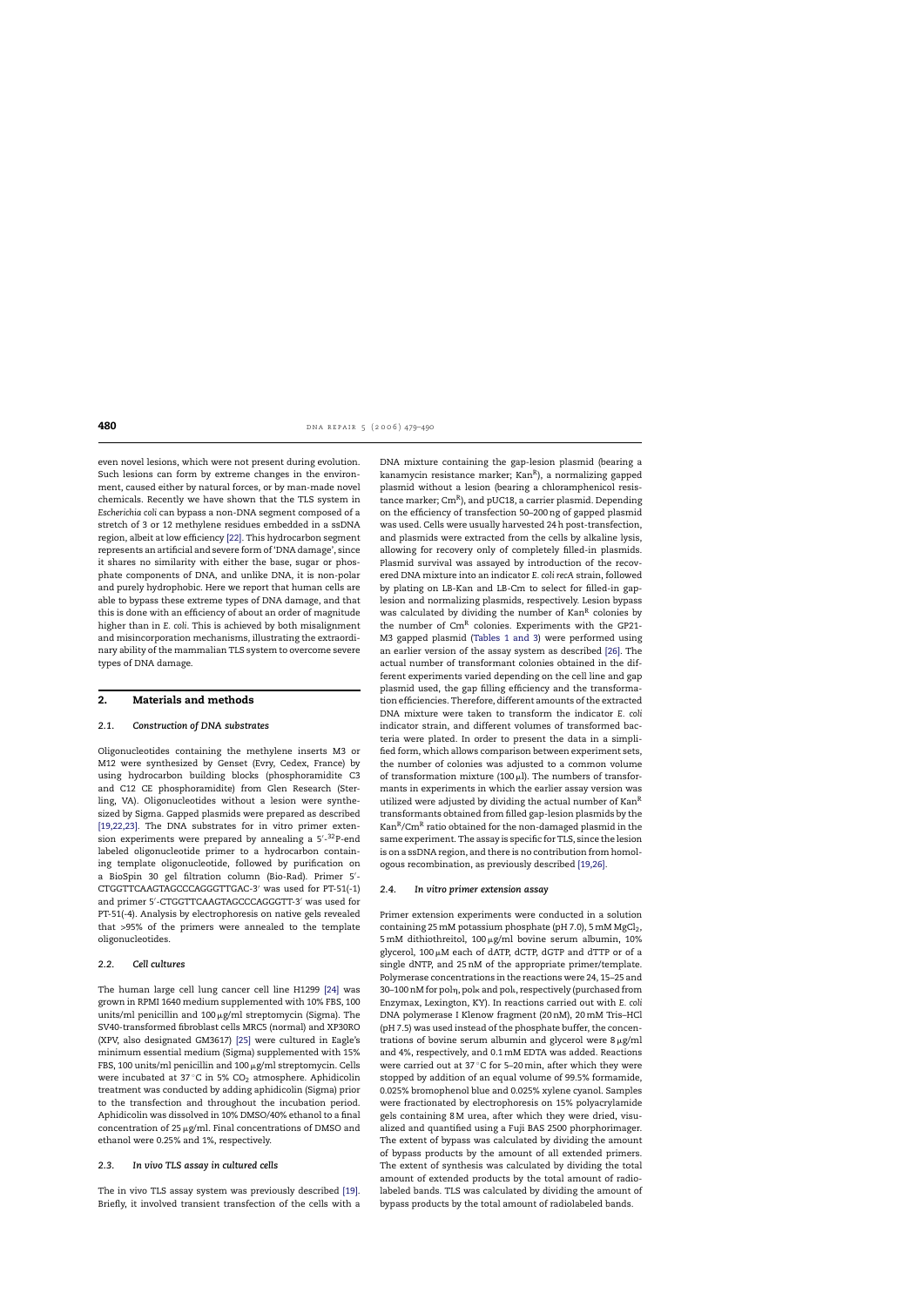even novel lesions, which were not present during evolution. Such lesions can form by extreme changes in the environment, caused either by natural forces, or by man-made novel chemicals. Recently we have shown that the TLS system in *Escherichia coli* can bypass a non-DNA segment composed of a stretch of 3 or 12 methylene residues embedded in a ssDNA region, albeit at low efficiency [22]. This hydrocarbon segment represents an artificial and severe form of 'DNA damage', since it shares no similarity with either the base, sugar or phosphate components of DNA, and unlike DNA, it is non-polar and purely hydrophobic. Here we report that human cells are able to bypass these extreme types of DNA damage, and that this is done with an efficiency of about an order of magnitude higher than in *E. coli*. This is achieved by both misalignment and misincorporation mechanisms, illustrating the extraordinary ability of the mammalian TLS system to overcome severe types of DNA damage.

## 2. Materials and methods

### 2.1. Construction of DNA substrates

Oligonucleotides containing the methylene inserts M3 or M12 were synthesized by Genset (Evry, Cedex, France) by using hydrocarbon building blocks (phosphoramidite C3 and C12 CE phosphoramidite) from Glen Research (Sterling, VA). Oligonucleotides without a lesion were synthesized by Sigma. Gapped plasmids were prepared as described [19,22,23]. The DNA substrates for in vitro primer extension experiments were prepared by annealing a 5′-$^{32}$P-end labeled oligonucleotide primer to a hydrocarbon containing template oligonucleotide, followed by purification on a BioSpin 30 gel filtration column (Bio-Rad). Primer 5′-CTGGTTCAAGTAGCCCAGGGTTGAC-3′ was used for PT-51(-1) and primer 5′-CTGGTTCAAGTAGCCCAGGGTT-3′ was used for PT-51(-4). Analysis by electrophoresis on native gels revealed that >95% of the primers were annealed to the template oligonucleotides.

### 2.2. Cell cultures

The human large cell lung cancer cell line H1299 [24] was grown in RPMI 1640 medium supplemented with 10% FBS, 100 units/ml penicillin and 100 μg/ml streptomycin (Sigma). The SV40-transformed fibroblast cells MRC5 (normal) and XP30RO (XPV, also designated GM3617) [25] were cultured in Eagle's minimum essential medium (Sigma) supplemented with 15% FBS, 100 units/ml penicillin and 100 μg/ml streptomycin. Cells were incubated at 37 °C in 5% $CO_2$ atmosphere. Aphidicolin treatment was conducted by adding aphidicolin (Sigma) prior to the transfection and throughout the incubation period. Aphidicolin was dissolved in 10% DMSO/40% ethanol to a final concentration of 25 μg/ml. Final concentrations of DMSO and ethanol were 0.25% and 1%, respectively.

### 2.3. In vivo TLS assay in cultured cells

The in vivo TLS assay system was previously described [19]. Briefly, it involved transient transfection of the cells with a DNA mixture containing the gap-lesion plasmid (bearing a kanamycin resistance marker; Kan$^R$), a normalizing gapped plasmid without a lesion (bearing a chloramphenicol resistance marker; Cm$^R$), and pUC18, a carrier plasmid. Depending on the efficiency of transfection 50–200 ng of gapped plasmid was used. Cells were usually harvested 24 h post-transfection, and plasmids were extracted from the cells by alkaline lysis, allowing for recovery only of completely filled-in plasmids. Plasmid survival was assayed by introduction of the recovered DNA mixture into an indicator *E. coli recA* strain, followed by plating on LB-Kan and LB-Cm to select for filled-in gap-lesion and normalizing plasmids, respectively. Lesion bypass was calculated by dividing the number of Kan$^R$ colonies by the number of Cm$^R$ colonies. Experiments with the GP21-M3 gapped plasmid (Tables 1 and 3) were performed using an earlier version of the assay system as described [26]. The actual number of transformant colonies obtained in the different experiments varied depending on the cell line and gap plasmid used, the gap filling efficiency and the transformation efficiencies. Therefore, different amounts of the extracted DNA mixture were taken to transform the indicator *E. coli* indicator strain, and different volumes of transformed bacteria were plated. In order to present the data in a simplified form, which allows comparison between experiment sets, the number of colonies was adjusted to a common volume of transformation mixture (100 μl). The numbers of transformants in experiments in which the earlier assay version was utilized were adjusted by dividing the actual number of Kan$^R$ transformants obtained from filled gap-lesion plasmids by the Kan$^R$/Cm$^R$ ratio obtained for the non-damaged plasmid in the same experiment. The assay is specific for TLS, since the lesion is on a ssDNA region, and there is no contribution from homologous recombination, as previously described [19,26].

### 2.4. In vitro primer extension assay

Primer extension experiments were conducted in a solution containing 25 mM potassium phosphate (pH 7.0), 5 mM $MgCl_2$, 5 mM dithiothreitol, 100 μg/ml bovine serum albumin, 10% glycerol, 100 μM each of dATP, dCTP, dGTP and dTTP or of a single dNTP, and 25 nM of the appropriate primer/template. Polymerase concentrations in the reactions were 24, 15–25 and 30–100 nM for polη, polκ and polι, respectively (purchased from Enzymax, Lexington, KY). In reactions carried out with *E. coli* DNA polymerase I Klenow fragment (20 nM), 20 mM Tris–HCl (pH 7.5) was used instead of the phosphate buffer, the concentrations of bovine serum albumin and glycerol were 8 μg/ml and 4%, respectively, and 0.1 mM EDTA was added. Reactions were carried out at 37 °C for 5–20 min, after which they were stopped by addition of an equal volume of 99.5% formamide, 0.025% bromophenol blue and 0.025% xylene cyanol. Samples were fractionated by electrophoresis on 15% polyacrylamide gels containing 8 M urea, after which they were dried, visualized and quantified using a Fuji BAS 2500 phorphorimager. The extent of bypass was calculated by dividing the amount of bypass products by the amount of all extended primers. The extent of synthesis was calculated by dividing the total amount of extended products by the total amount of radiolabeled bands. TLS was calculated by dividing the amount of bypass products by the total amount of radiolabeled bands.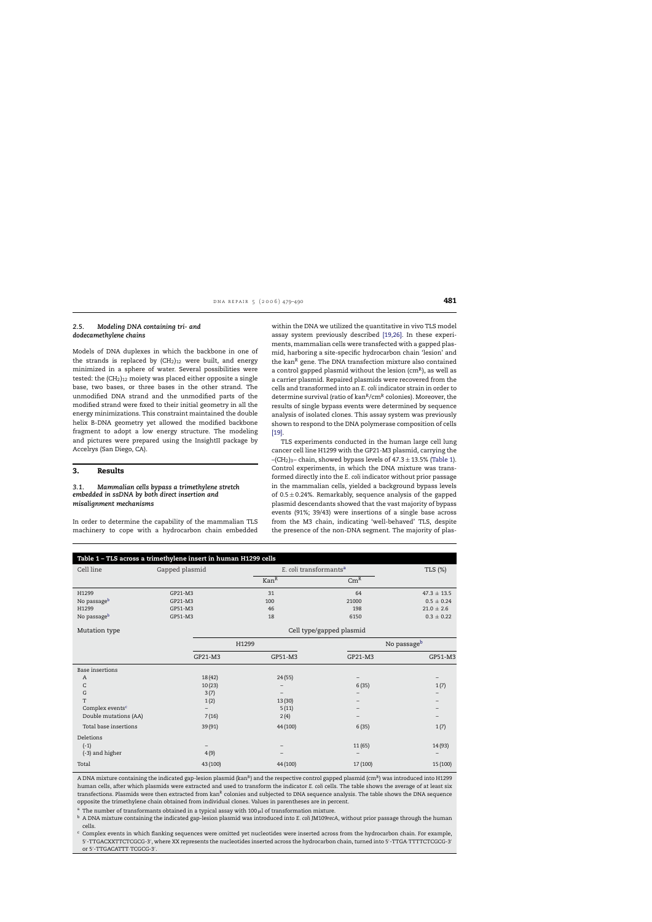### 2.5. Modeling DNA containing tri- and dodecamethylene chains

Models of DNA duplexes in which the backbone in one of the strands is replaced by $(CH_2)_{12}$ were built, and energy minimized in a sphere of water. Several possibilities were tested: the $(CH_2)_{12}$ moiety was placed either opposite a single base, two bases, or three bases in the other strand. The unmodified DNA strand and the unmodified parts of the modified strand were fixed to their initial geometry in all the energy minimizations. This constraint maintained the double helix B-DNA geometry yet allowed the modified backbone fragment to adopt a low energy structure. The modeling and pictures were prepared using the InsightII package by Accelrys (San Diego, CA).

## 3. Results

### 3.1. Mammalian cells bypass a trimethylene stretch embedded in ssDNA by both direct insertion and misalignment mechanisms

In order to determine the capability of the mammalian TLS machinery to cope with a hydrocarbon chain embedded within the DNA we utilized the quantitative in vivo TLS model assay system previously described [19,26]. In these experiments, mammalian cells were transfected with a gapped plasmid, harboring a site-specific hydrocarbon chain 'lesion' and the kan$^R$ gene. The DNA transfection mixture also contained a control gapped plasmid without the lesion (cm$^R$), as well as a carrier plasmid. Repaired plasmids were recovered from the cells and transformed into an *E. coli* indicator strain in order to determine survival (ratio of kan$^R$/cm$^R$ colonies). Moreover, the results of single bypass events were determined by sequence analysis of isolated clones. This assay system was previously shown to respond to the DNA polymerase composition of cells [19].

TLS experiments conducted in the human large cell lung cancer cell line H1299 with the GP21-M3 plasmid, carrying the $-(CH_2)_3-$ chain, showed bypass levels of $47.3 \pm 13.5\%$ (Table 1). Control experiments, in which the DNA mixture was transformed directly into the *E. coli* indicator without prior passage in the mammalian cells, yielded a background bypass levels of $0.5 \pm 0.24\%$. Remarkably, sequence analysis of the gapped plasmid descendants showed that the vast majority of bypass events (91%; 39/43) were insertions of a single base across from the M3 chain, indicating 'well-behaved' TLS, despite the presence of the non-DNA segment. The majority of plas-

**Table 1 – TLS across a trimethylene insert in human H1299 cells**

| Cell line | Gapped plasmid | *E. coli* transformants[a] Kan$^R$ | *E. coli* transformants[a] Cm$^R$ | TLS (%) |
|---|---|---|---|---|
| H1299 | GP21-M3 | 31 | 64 | $47.3 \pm 13.5$ |
| No passage[b] | GP21-M3 | 100 | 21000 | $0.5 \pm 0.24$ |
| H1299 | GP51-M3 | 46 | 198 | $21.0 \pm 2.6$ |
| No passage[b] | GP51-M3 | 18 | 6150 | $0.3 \pm 0.22$ |

| Mutation type | H1299 GP21-M3 | H1299 GP51-M3 | No passage[b] GP21-M3 | No passage[b] GP51-M3 |
|---|---|---|---|---|
| Base insertions | | | | |
| A | 18 (42) | 24 (55) | – | – |
| C | 10 (23) | – | 6 (35) | 1 (7) |
| G | 3 (7) | – | – | – |
| T | 1 (2) | 13 (30) | – | – |
| Complex events[c] | – | 5 (11) | – | – |
| Double mutations (AA) | 7 (16) | 2 (4) | – | – |
| Total base insertions | 39 (91) | 44 (100) | 6 (35) | 1 (7) |
| Deletions | | | | |
| (-1) | – | – | 11 (65) | 14 (93) |
| (-3) and higher | 4 (9) | – | – | – |
| Total | 43 (100) | 44 (100) | 17 (100) | 15 (100) |

A DNA mixture containing the indicated gap-lesion plasmid (kan$^R$) and the respective control gapped plasmid (cm$^R$) was introduced into H1299 human cells, after which plasmids were extracted and used to transform the indicator *E. coli* cells. The table shows the average of at least six transfections. Plasmids were then extracted from kan$^R$ colonies and subjected to DNA sequence analysis. The table shows the DNA sequence opposite the trimethylene chain obtained from individual clones. Values in parentheses are in percent.

[a] The number of transformants obtained in a typical assay with 100 μl of transformation mixture.

[b] A DNA mixture containing the indicated gap-lesion plasmid was introduced into *E. coli* JM109*recA*, without prior passage through the human cells.

[c] Complex events in which flanking sequences were omitted yet nucleotides were inserted across from the hydrocarbon chain. For example, 5′-TTGACXXTTCTCGCG-3′, where XX represents the nucleotides inserted across the hydrocarbon chain, turned into 5′-TTGA·TTTTCTCGCG-3′ or 5′-TTGACATTT·TCGCG-3′.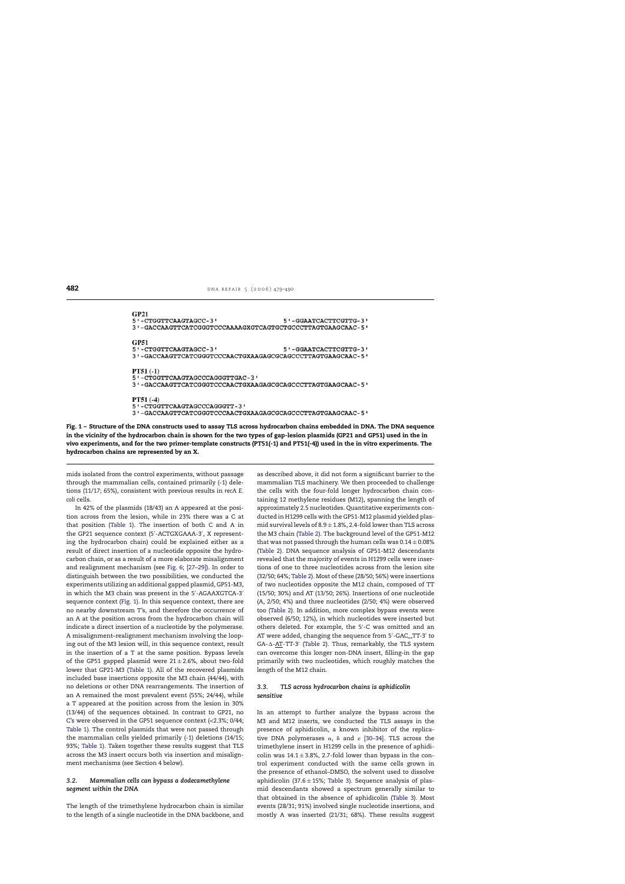**GP21**

```
5'-CTGGTTCAAGTAGCC-3'                    5'-GGAATCACTTCGTTG-3'
3'-GACCAAGTTCATCGGGTCCCAAAAGXGTCAGTGCTGCCCTTAGTGAAGCAAC-5'
```

**GP51**

```
5'-CTGGTTCAAGTAGCC-3'                    5'-GGAATCACTTCGTTG-3'
3'-GACCAAGTTCATCGGGTCCCAACTGXAAGAGCGCAGCCCTTAGTGAAGCAAC-5'
```

**PT51 (-1)**

```
5'-CTGGTTCAAGTAGCCCAGGGTTGAC-3'
3'-GACCAAGTTCATCGGGTCCCAACTGXAAGAGCGCAGCCCTTAGTGAAGCAAC-5'
```

**PT51 (-4)**

```
5'-CTGGTTCAAGTAGCCCAGGGTT-3'
3'-GACCAAGTTCATCGGGTCCCAACTGXAAGAGCGCAGCCCTTAGTGAAGCAAC-5'
```

**Fig. 1 – Structure of the DNA constructs used to assay TLS across hydrocarbon chains embedded in DNA. The DNA sequence in the vicinity of the hydrocarbon chain is shown for the two types of gap-lesion plasmids (GP21 and GP51) used in the in vivo experiments, and for the two primer-template constructs (PT51(-1) and PT51(-4)) used in the in vitro experiments. The hydrocarbon chains are represented by an X.**

mids isolated from the control experiments, without passage through the mammalian cells, contained primarily (-1) deletions (11/17; 65%), consistent with previous results in *recA E. coli* cells.

In 42% of the plasmids (18/43) an A appeared at the position across from the lesion, while in 23% there was a C at that position (Table 1). The insertion of both C and A in the GP21 sequence context (5′-ACTGXGAAA-3′, X representing the hydrocarbon chain) could be explained either as a result of direct insertion of a nucleotide opposite the hydrocarbon chain, or as a result of a more elaborate misalignment and realignment mechanism (see Fig. 6; [27–29]). In order to distinguish between the two possibilities, we conducted the experiments utilizing an additional gapped plasmid, GP51-M3, in which the M3 chain was present in the 5′-AGAAXGTCA-3′ sequence context (Fig. 1). In this sequence context, there are no nearby downstream T's, and therefore the occurrence of an A at the position across from the hydrocarbon chain will indicate a direct insertion of a nucleotide by the polymerase. A misalignment–realignment mechanism involving the looping out of the M3 lesion will, in this sequence context, result in the insertion of a T at the same position. Bypass levels of the GP51 gapped plasmid were $21 \pm 2.6\%$, about two-fold lower that GP21-M3 (Table 1). All of the recovered plasmids included base insertions opposite the M3 chain (44/44), with no deletions or other DNA rearrangements. The insertion of an A remained the most prevalent event (55%; 24/44), while a T appeared at the position across from the lesion in 30% (13/44) of the sequences obtained. In contrast to GP21, no C's were observed in the GP51 sequence context (<2.3%; 0/44; Table 1). The control plasmids that were not passed through the mammalian cells yielded primarily (-1) deletions (14/15; 93%; Table 1). Taken together these results suggest that TLS across the M3 insert occurs both via insertion and misalignment mechanisms (see Section 4 below).

### *3.2. Mammalian cells can bypass a dodecamethylene segment within the DNA*

The length of the trimethylene hydrocarbon chain is similar to the length of a single nucleotide in the DNA backbone, and as described above, it did not form a significant barrier to the mammalian TLS machinery. We then proceeded to challenge the cells with the four-fold longer hydrocarbon chain containing 12 methylene residues (M12), spanning the length of approximately 2.5 nucleotides. Quantitative experiments conducted in H1299 cells with the GP51-M12 plasmid yielded plasmid survival levels of $8.9 \pm 1.8\%$, 2.4-fold lower than TLS across the M3 chain (Table 2). The background level of the GP51-M12 that was not passed through the human cells was $0.14 \pm 0.08\%$ (Table 2). DNA sequence analysis of GP51-M12 descendants revealed that the majority of events in H1299 cells were insertions of one to three nucleotides across from the lesion site (32/50; 64%; Table 2). Most of these (28/50; 56%) were insertions of two nucleotides opposite the M12 chain, composed of TT (15/50; 30%) and AT (13/50; 26%). Insertions of one nucleotide (A, 2/50; 4%) and three nucleotides (2/50; 4%) were observed too (Table 2). In addition, more complex bypass events were observed (6/50; 12%), in which nucleotides were inserted but others deleted. For example, the 5′-C was omitted and an AT were added, changing the sequence from 5′-GAC_ _TT-3′ to GA-Δ-<u>AT</u>-TT-3′ (Table 2). Thus, remarkably, the TLS system can overcome this longer non-DNA insert, filling-in the gap primarily with two nucleotides, which roughly matches the length of the M12 chain.

### *3.3. TLS across hydrocarbon chains is aphidicolin sensitive*

In an attempt to further analyze the bypass across the M3 and M12 inserts, we conducted the TLS assays in the presence of aphidicolin, a known inhibitor of the replicative DNA polymerases α, δ and ε [30–34]. TLS across the trimethylene insert in H1299 cells in the presence of aphidicolin was $14.1 \pm 3.8\%$, 2.7-fold lower than bypass in the control experiment conducted with the same cells grown in the presence of ethanol–DMSO, the solvent used to dissolve aphidicolin ($37.6 \pm 15\%$; Table 3). Sequence analysis of plasmid descendants showed a spectrum generally similar to that obtained in the absence of aphidicolin (Table 3). Most events (28/31; 91%) involved single nucleotide insertions, and mostly A was inserted (21/31; 68%). These results suggest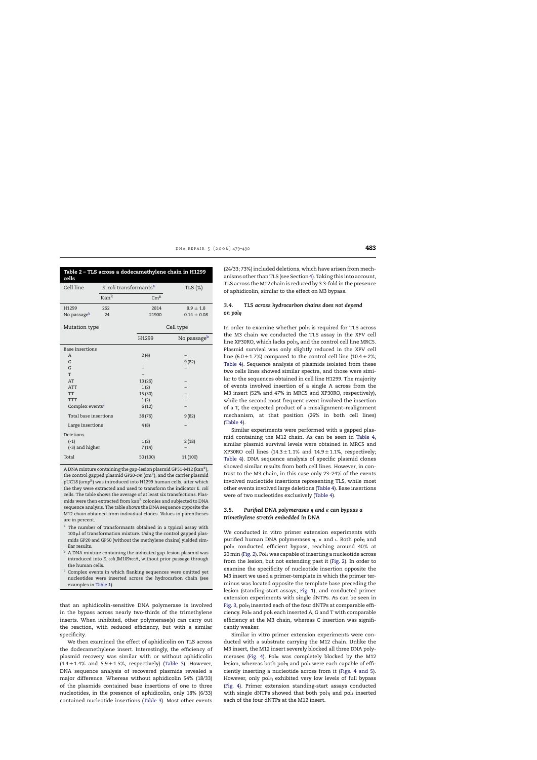**Table 2 – TLS across a dodecamethylene chain in H1299 cells**

| Cell line | *E. coli* transformants[a] | | TLS (%) |
|---|---|---|---|
| | Kan[R] | Cm[R] | |
| H1299 | 262 | 2814 | 8.9 ± 1.8 |
| No passage[b] | 24 | 21900 | 0.14 ± 0.08 |

| Mutation type | Cell type | |
|---|---|---|
| | H1299 | No passage[b] |
| Base insertions | | |
| A | 2 (4) | – |
| C | – | 9 (82) |
| G | – | – |
| T | – | |
| AT | 13 (26) | – |
| ATT | 1 (2) | – |
| TT | 15 (30) | – |
| TTT | 1 (2) | – |
| Complex events[c] | 6 (12) | – |
| Total base insertions | 38 (76) | 9 (82) |
| Large insertions | 4 (8) | – |
| Deletions | | |
| (-1) | 1 (2) | 2 (18) |
| (-3) and higher | 7 (14) | – |
| Total | 50 (100) | 11 (100) |

A DNA mixture containing the gap-lesion plasmid GP51-M12 (kan[R]), the control gapped plasmid GP20-*cm* (cm[R]), and the carrier plasmid pUC18 (amp[R]) was introduced into H1299 human cells, after which the they were extracted and used to transform the indicator *E. coli* cells. The table shows the average of at least six transfections. Plasmids were then extracted from kan[R] colonies and subjected to DNA sequence analysis. The table shows the DNA sequence opposite the M12 chain obtained from individual clones. Values in parentheses are in percent.

[a] The number of transformants obtained in a typical assay with 100 μl of transformation mixture. Using the control gapped plasmids GP20 and GP50 (without the methylene chains) yielded similar results.

[b] A DNA mixture containing the indicated gap-lesion plasmid was introduced into *E. coli* JM109*recA*, without prior passage through the human cells.

[c] Complex events in which flanking sequences were omitted yet nucleotides were inserted across the hydrocarbon chain (see examples in Table 1).

that an aphidicolin-sensitive DNA polymerase is involved in the bypass across nearly two-thirds of the trimethylene inserts. When inhibited, other polymerase(s) can carry out the reaction, with reduced efficiency, but with a similar specificity.

We then examined the effect of aphidicolin on TLS across the dodecamethylene insert. Interestingly, the efficiency of plasmid recovery was similar with or without aphidicolin (4.4 ± 1.4% and 5.9 ± 1.5%, respectively) (Table 3). However, DNA sequence analysis of recovered plasmids revealed a major difference. Whereas without aphidicolin 54% (18/33) of the plasmids contained base insertions of one to three nucleotides, in the presence of aphidicolin, only 18% (6/33) contained nucleotide insertions (Table 3). Most other events (24/33; 73%) included deletions, which have arisen from mechanisms other than TLS (see Section 4). Taking this into account, TLS across the M12 chain is reduced by 3.3-fold in the presence of aphidicolin, similar to the effect on M3 bypass.

### 3.4. TLS across hydrocarbon chains does not depend on polη

In order to examine whether polη is required for TLS across the M3 chain we conducted the TLS assay in the XPV cell line XP30RO, which lacks polη, and the control cell line MRC5. Plasmid survival was only slightly reduced in the XPV cell line (6.0 ± 1.7%) compared to the control cell line (10.4 ± 2%; Table 4). Sequence analysis of plasmids isolated from these two cells lines showed similar spectra, and those were similar to the sequences obtained in cell line H1299. The majority of events involved insertion of a single A across from the M3 insert (52% and 47% in MRC5 and XP30RO, respectively), while the second most frequent event involved the insertion of a T, the expected product of a misalignment–realignment mechanism, at that position (26% in both cell lines) (Table 4).

Similar experiments were performed with a gapped plasmid containing the M12 chain. As can be seen in Table 4, similar plasmid survival levels were obtained in MRC5 and XP30RO cell lines (14.3 ± 1.1% and 14.9 ± 1.1%, respectively; Table 4). DNA sequence analysis of specific plasmid clones showed similar results from both cell lines. However, in contrast to the M3 chain, in this case only 23–24% of the events involved nucleotide insertions representing TLS, while most other events involved large deletions (Table 4). Base insertions were of two nucleotides exclusively (Table 4).

### 3.5. Purified DNA polymerases η and κ can bypass a trimethylene stretch embedded in DNA

We conducted in vitro primer extension experiments with purified human DNA polymerases η, κ and ι. Both polη and polκ conducted efficient bypass, reaching around 40% at 20 min (Fig. 2). Polι was capable of inserting a nucleotide across from the lesion, but not extending past it (Fig. 2). In order to examine the specificity of nucleotide insertion opposite the M3 insert we used a primer-template in which the primer terminus was located opposite the template base preceding the lesion (standing-start assays; Fig. 1), and conducted primer extension experiments with single dNTPs. As can be seen in Fig. 3, polη inserted each of the four dNTPs at comparable efficiency. Polκ and polι each inserted A, G and T with comparable efficiency at the M3 chain, whereas C insertion was significantly weaker.

Similar in vitro primer extension experiments were conducted with a substrate carrying the M12 chain. Unlike the M3 insert, the M12 insert severely blocked all three DNA polymerases (Fig. 4). Polκ was completely blocked by the M12 lesion, whereas both polη and polι were each capable of efficiently inserting a nucleotide across from it (Figs. 4 and 5). However, only polη exhibited very low levels of full bypass (Fig. 4). Primer extension standing-start assays conducted with single dNTPs showed that both polη and polι inserted each of the four dNTPs at the M12 insert.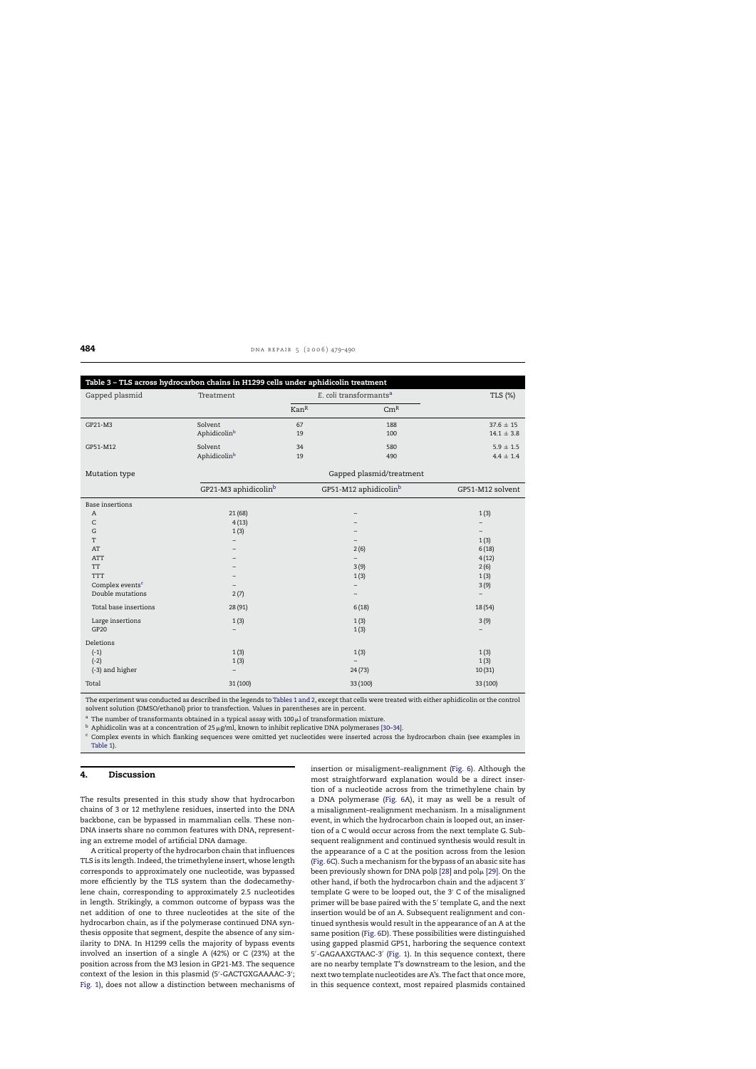**Table 3 – TLS across hydrocarbon chains in H1299 cells under aphidicolin treatment**

| Gapped plasmid | Treatment | *E. coli* transformants[a] | | TLS (%) |
|---|---|---|---|---|
| | | Kan[R] | Cm[R] | |
| GP21-M3 | Solvent | 67 | 188 | $37.6 \pm 15$ |
| | Aphidicolin[b] | 19 | 100 | $14.1 \pm 3.8$ |
| GP51-M12 | Solvent | 34 | 580 | $5.9 \pm 1.5$ |
| | Aphidicolin[b] | 19 | 490 | $4.4 \pm 1.4$ |

| Mutation type | Gapped plasmid/treatment | | |
|---|---|---|---|
| | GP21-M3 aphidicolin[b] | GP51-M12 aphidicolin[b] | GP51-M12 solvent |
| Base insertions | | | |
| A | 21 (68) | – | 1 (3) |
| C | 4 (13) | – | – |
| G | 1 (3) | – | – |
| T | – | – | 1 (3) |
| AT | – | 2 (6) | 6 (18) |
| ATT | – | – | 4 (12) |
| TT | – | 3 (9) | 2 (6) |
| TTT | – | 1 (3) | 1 (3) |
| Complex events[c] | – | – | 3 (9) |
| Double mutations | 2 (7) | – | – |
| Total base insertions | 28 (91) | 6 (18) | 18 (54) |
| Large insertions | 1 (3) | 1 (3) | 3 (9) |
| GP20 | – | 1 (3) | – |
| Deletions | | | |
| (-1) | 1 (3) | 1 (3) | 1 (3) |
| (-2) | 1 (3) | – | 1 (3) |
| (-3) and higher | – | 24 (73) | 10 (31) |
| Total | 31 (100) | 33 (100) | 33 (100) |

The experiment was conducted as described in the legends to Tables 1 and 2, except that cells were treated with either aphidicolin or the control solvent solution (DMSO/ethanol) prior to transfection. Values in parentheses are in percent.

[a] The number of transformants obtained in a typical assay with 100 μl of transformation mixture.

[b] Aphidicolin was at a concentration of 25 μg/ml, known to inhibit replicative DNA polymerases [30–34].

[c] Complex events in which flanking sequences were omitted yet nucleotides were inserted across the hydrocarbon chain (see examples in Table 1).

## 4. Discussion

The results presented in this study show that hydrocarbon chains of 3 or 12 methylene residues, inserted into the DNA backbone, can be bypassed in mammalian cells. These non-DNA inserts share no common features with DNA, representing an extreme model of artificial DNA damage.

A critical property of the hydrocarbon chain that influences TLS is its length. Indeed, the trimethylene insert, whose length corresponds to approximately one nucleotide, was bypassed more efficiently by the TLS system than the dodecamethylene chain, corresponding to approximately 2.5 nucleotides in length. Strikingly, a common outcome of bypass was the net addition of one to three nucleotides at the site of the hydrocarbon chain, as if the polymerase continued DNA synthesis opposite that segment, despite the absence of any similarity to DNA. In H1299 cells the majority of bypass events involved an insertion of a single A (42%) or C (23%) at the position across from the M3 lesion in GP21-M3. The sequence context of the lesion in this plasmid (5′-GACTGXGAAAAC-3′; Fig. 1), does not allow a distinction between mechanisms of insertion or misaligment–realignment (Fig. 6). Although the most straightforward explanation would be a direct insertion of a nucleotide across from the trimethylene chain by a DNA polymerase (Fig. 6A), it may as well be a result of a misalignment–realignment mechanism. In a misalignment event, in which the hydrocarbon chain is looped out, an insertion of a C would occur across from the next template G. Subsequent realignment and continued synthesis would result in the appearance of a C at the position across from the lesion (Fig. 6C). Such a mechanism for the bypass of an abasic site has been previously shown for DNA polβ [28] and polμ [29]. On the other hand, if both the hydrocarbon chain and the adjacent 3′ template G were to be looped out, the 3′ C of the misaligned primer will be base paired with the 5′ template G, and the next insertion would be of an A. Subsequent realignment and continued synthesis would result in the appearance of an A at the same position (Fig. 6D). These possibilities were distinguished using gapped plasmid GP51, harboring the sequence context 5′-GAGAAXGTAAC-3′ (Fig. 1). In this sequence context, there are no nearby template T's downstream to the lesion, and the next two template nucleotides are A's. The fact that once more, in this sequence context, most repaired plasmids contained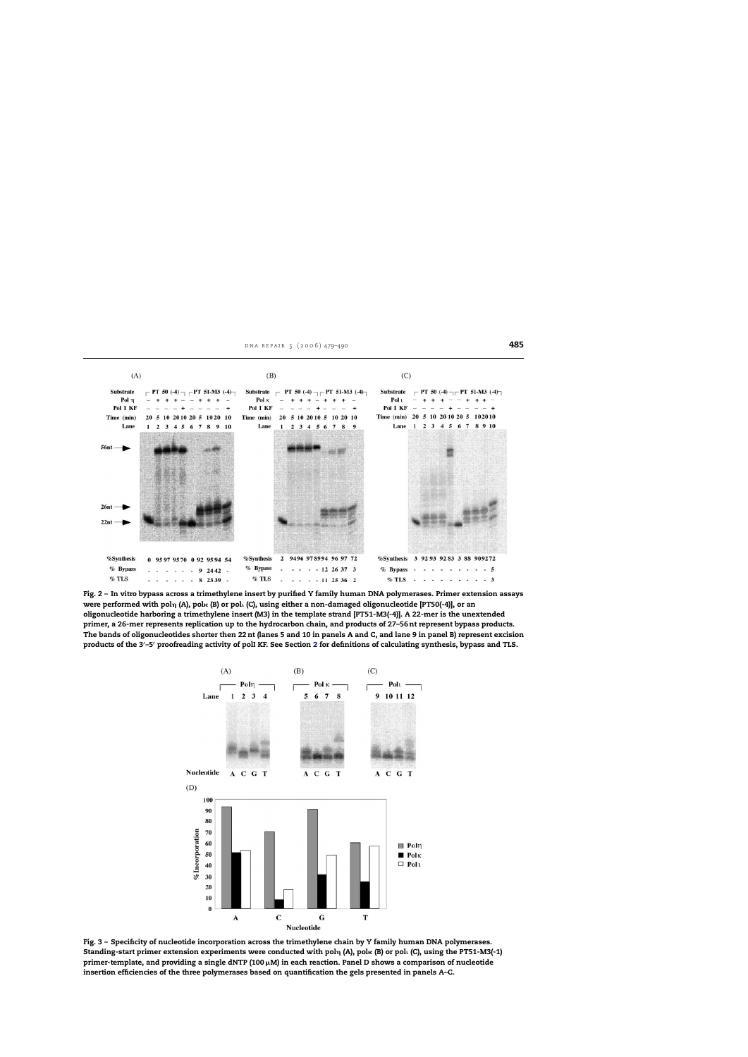Fig. 2 – In vitro bypass across a trimethylene insert by purified Y family human DNA polymerases. Primer extension assays were performed with polη (A), polκ (B) or polι (C), using either a non-damaged oligonucleotide [PT50(-4)], or an oligonucleotide harboring a trimethylene insert (M3) in the template strand [PT51-M3(-4)]. A 22-mer is the unextended primer, a 26-mer represents replication up to the hydrocarbon chain, and products of 27–56 nt represent bypass products. The bands of oligonucleotides shorter then 22 nt (lanes 5 and 10 in panels A and C, and lane 9 in panel B) represent excision products of the 3′–5′ proofreading activity of polI KF. See Section 2 for definitions of calculating synthesis, bypass and TLS.

Fig. 3 – Specificity of nucleotide incorporation across the trimethylene chain by Y family human DNA polymerases. Standing-start primer extension experiments were conducted with polη (A), polκ (B) or polι (C), using the PT51-M3(-1) primer-template, and providing a single dNTP (100 μM) in each reaction. Panel D shows a comparison of nucleotide insertion efficiencies of the three polymerases based on quantification the gels presented in panels A–C.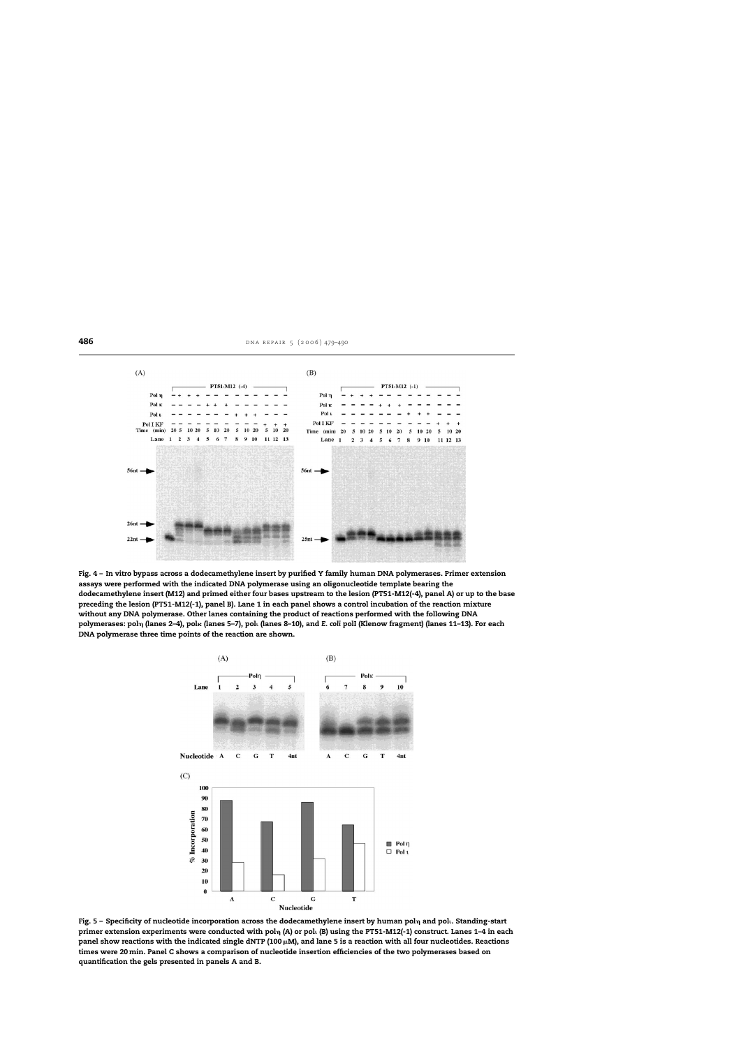**Fig. 4 – In vitro bypass across a dodecamethylene insert by purified Y family human DNA polymerases. Primer extension assays were performed with the indicated DNA polymerase using an oligonucleotide template bearing the dodecamethylene insert (M12) and primed either four bases upstream to the lesion (PT51-M12(-4), panel A) or up to the base preceding the lesion (PT51-M12(-1), panel B). Lane 1 in each panel shows a control incubation of the reaction mixture without any DNA polymerase. Other lanes containing the product of reactions performed with the following DNA polymerases: polη (lanes 2–4), polκ (lanes 5–7), polι (lanes 8–10), and *E. coli* polI (Klenow fragment) (lanes 11–13). For each DNA polymerase three time points of the reaction are shown.**

**Fig. 5 – Specificity of nucleotide incorporation across the dodecamethylene insert by human polη and polι. Standing-start primer extension experiments were conducted with polη (A) or polι (B) using the PT51-M12(-1) construct. Lanes 1–4 in each panel show reactions with the indicated single dNTP (100 μM), and lane 5 is a reaction with all four nucleotides. Reactions times were 20 min. Panel C shows a comparison of nucleotide insertion efficiencies of the two polymerases based on quantification the gels presented in panels A and B.**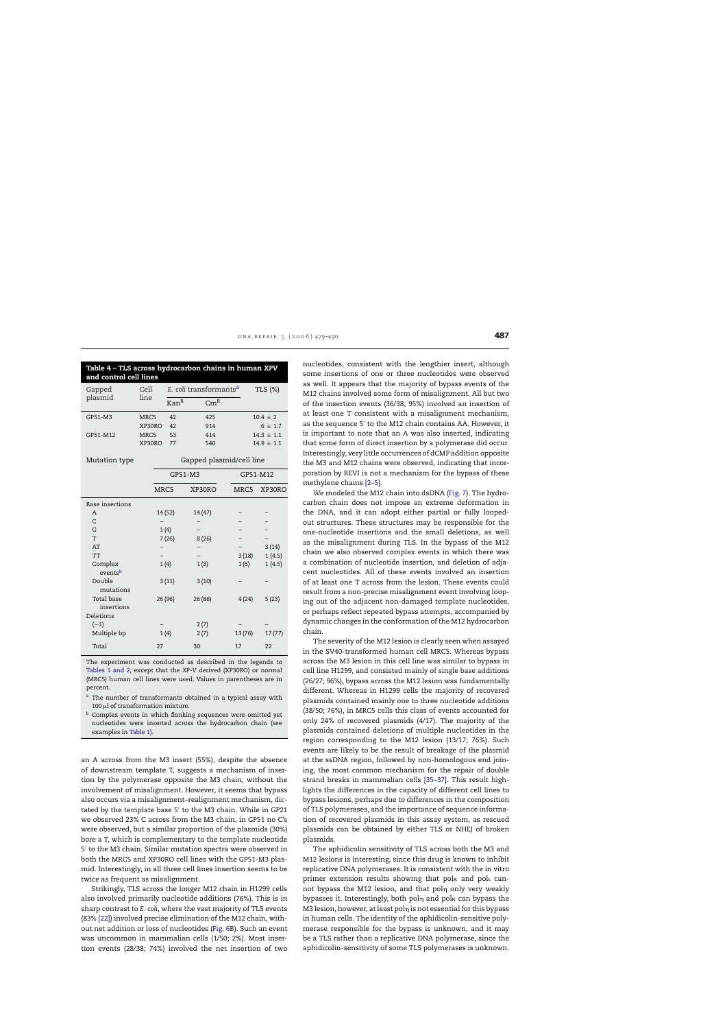**Table 4 – TLS across hydrocarbon chains in human *XPV* and control cell lines**

| Gapped plasmid | Cell line | *E. coli* transformants[a] | | TLS (%) |
|---|---|---|---|---|
| | | $Kan^R$ | $Cm^R$ | |
| GP51-M3 | MRC5 | 42 | 425 | 10.4 ± 2 |
| | XP30RO | 42 | 914 | 6 ± 1.7 |
| GP51-M12 | MRC5 | 53 | 414 | 14.3 ± 1.1 |
| | XP30RO | 77 | 540 | 14.9 ± 1.1 |

| Mutation type | Gapped plasmid/cell line | | | |
|---|---|---|---|---|
| | GP51-M3 | | GP51-M12 | |
| | MRC5 | XP30RO | MRC5 | XP30RO |
| Base insertions | | | | |
| A | 14 (52) | 14 (47) | – | – |
| C | – | – | – | – |
| G | 1 (4) | – | – | – |
| T | 7 (26) | 8 (26) | – | – |
| AT | – | – | – | 3 (14) |
| TT | – | – | 3 (18) | 1 (4.5) |
| Complex events[b] | 1 (4) | 1 (3) | 1 (6) | 1 (4.5) |
| Double mutations | 3 (11) | 3 (10) | – | – |
| Total base insertions | 26 (96) | 26 (86) | 4 (24) | 5 (23) |
| Deletions | | | | |
| (−1) | – | 2 (7) | – | – |
| Multiple bp | 1 (4) | 2 (7) | 13 (76) | 17 (77) |
| Total | 27 | 30 | 17 | 22 |

The experiment was conducted as described in the legends to Tables 1 and 2, except that the *XP-V* derived (XP30RO) or normal (MRC5) human cell lines were used. Values in parentheses are in percent.

[a] The number of transformants obtained in a typical assay with 100 μl of transformation mixture.

[b] Complex events in which flanking sequences were omitted yet nucleotides were inserted across the hydrocarbon chain (see examples in Table 1).

an A across from the M3 insert (55%), despite the absence of downstream template T, suggests a mechanism of insertion by the polymerase opposite the M3 chain, without the involvement of misalignment. However, it seems that bypass also occurs via a misalignment–realignment mechanism, dictated by the template base 5′ to the M3 chain. While in GP21 we observed 23% C across from the M3 chain, in GP51 no C's were observed, but a similar proportion of the plasmids (30%) bore a T, which is complementary to the template nucleotide 5′ to the M3 chain. Similar mutation spectra were observed in both the MRC5 and XP30RO cell lines with the GP51-M3 plasmid. Interestingly, in all three cell lines insertion seems to be twice as frequent as misalignment.

Strikingly, TLS across the longer M12 chain in H1299 cells also involved primarily nucleotide additions (76%). This is in sharp contrast to *E. coli*, where the vast majority of TLS events (83% [22]) involved precise elimination of the M12 chain, without net addition or loss of nucleotides (Fig. 6B). Such an event was uncommon in mammalian cells (1/50; 2%). Most insertion events (28/38; 74%) involved the net insertion of two nucleotides, consistent with the lengthier insert, although some insertions of one or three nucleotides were observed as well. It appears that the majority of bypass events of the M12 chains involved some form of misalignment. All but two of the insertion events (36/38; 95%) involved an insertion of at least one T consistent with a misalignment mechanism, as the sequence 5′ to the M12 chain contains AA. However, it is important to note that an A was also inserted, indicating that some form of direct insertion by a polymerase did occur. Interestingly, very little occurrences of dCMP addition opposite the M3 and M12 chains were observed, indicating that incorporation by REV1 is not a mechanism for the bypass of these methylene chains [2–5].

We modeled the M12 chain into dsDNA (Fig. 7). The hydrocarbon chain does not impose an extreme deformation in the DNA, and it can adopt either partial or fully looped-out structures. These structures may be responsible for the one-nucleotide insertions and the small deletions, as well as the misalignment during TLS. In the bypass of the M12 chain we also observed complex events in which there was a combination of nucleotide insertion, and deletion of adjacent nucleotides. All of these events involved an insertion of at least one T across from the lesion. These events could result from a non-precise misalignment event involving looping out of the adjacent non-damaged template nucleotides, or perhaps reflect repeated bypass attempts, accompanied by dynamic changes in the conformation of the M12 hydrocarbon chain.

The severity of the M12 lesion is clearly seen when assayed in the SV40-transformed human cell MRC5. Whereas bypass across the M3 lesion in this cell line was similar to bypass in cell line H1299, and consisted mainly of single base additions (26/27; 96%), bypass across the M12 lesion was fundamentally different. Whereas in H1299 cells the majority of recovered plasmids contained mainly one to three nucleotide additions (38/50; 76%), in MRC5 cells this class of events accounted for only 24% of recovered plasmids (4/17). The majority of the plasmids contained deletions of multiple nucleotides in the region corresponding to the M12 lesion (13/17; 76%). Such events are likely to be the result of breakage of the plasmid at the ssDNA region, followed by non-homologous end joining, the most common mechanism for the repair of double strand breaks in mammalian cells [35–37]. This result highlights the differences in the capacity of different cell lines to bypass lesions, perhaps due to differences in the composition of TLS polymerases, and the importance of sequence information of recovered plasmids in this assay system, as rescued plasmids can be obtained by either TLS or NHEJ of broken plasmids.

The aphidicolin sensitivity of TLS across both the M3 and M12 lesions is interesting, since this drug is known to inhibit replicative DNA polymerases. It is consistent with the in vitro primer extension results showing that polκ and polι cannot bypass the M12 lesion, and that polη only very weakly bypasses it. Interestingly, both polη and polκ can bypass the M3 lesion, however, at least polη is not essential for this bypass in human cells. The identity of the aphidicolin-sensitive polymerase responsible for the bypass is unknown, and it may be a TLS rather than a replicative DNA polymerase, since the aphidicolin-sensitivity of some TLS polymerases is unknown.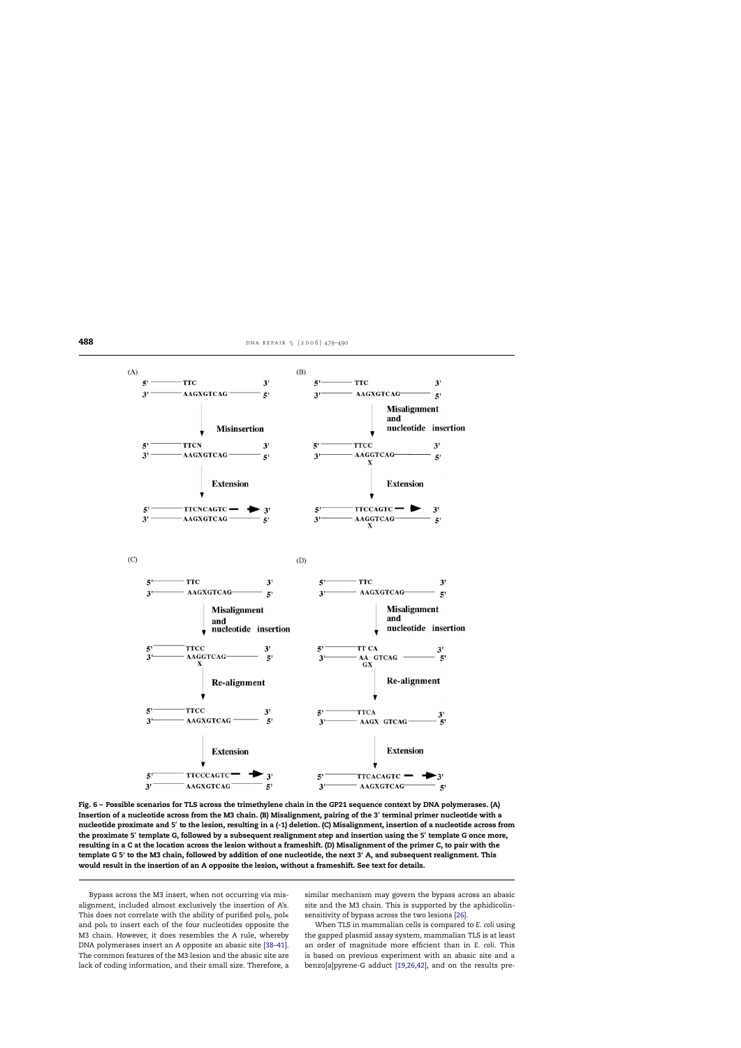Fig. 6 – Possible scenarios for TLS across the trimethylene chain in the GP21 sequence context by DNA polymerases. (A) Insertion of a nucleotide across from the M3 chain. (B) Misalignment, pairing of the 3′ terminal primer nucleotide with a nucleotide proximate and 5′ to the lesion, resulting in a (-1) deletion. (C) Misalignment, insertion of a nucleotide across from the proximate 5′ template G, followed by a subsequent realignment step and insertion using the 5′ template G once more, resulting in a C at the location across the lesion without a frameshift. (D) Misalignment of the primer C, to pair with the template G 5′ to the M3 chain, followed by addition of one nucleotide, the next 3′ A, and subsequent realignment. This would result in the insertion of an A opposite the lesion, without a frameshift. See text for details.

Bypass across the M3 insert, when not occurring via misalignment, included almost exclusively the insertion of A's. This does not correlate with the ability of purified polη, polκ and polι to insert each of the four nucleotides opposite the M3 chain. However, it does resembles the A rule, whereby DNA polymerases insert an A opposite an abasic site [38–41]. The common features of the M3 lesion and the abasic site are lack of coding information, and their small size. Therefore, a similar mechanism may govern the bypass across an abasic site and the M3 chain. This is supported by the aphidicolin-sensitivity of bypass across the two lesions [26].

When TLS in mammalian cells is compared to *E. coli* using the gapped plasmid assay system, mammalian TLS is at least an order of magnitude more efficient than in *E. coli*. This is based on previous experiment with an abasic site and a benzo[*a*]pyrene-G adduct [19,26,42], and on the results pre-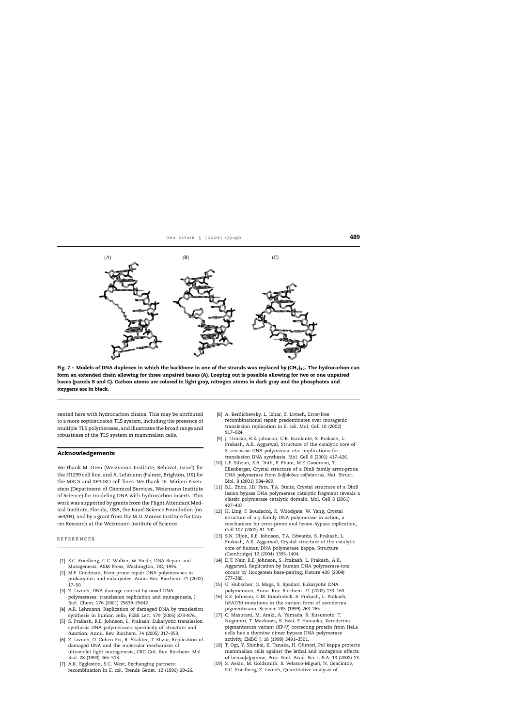Fig. 7 – Models of DNA duplexes in which the backbone in one of the strands was replaced by $(CH_2)_{12}$. The hydrocarbon can form an extended chain allowing for three unpaired bases (A). Looping out is possible allowing for two or one unpaired bases (panels B and C). Carbon atoms are colored in light gray, nitrogen atoms in dark gray and the phosphates and oxygens are in black.

sented here with hydrocarbon chains. This may be attributed to a more sophisticated TLS system, including the presence of multiple TLS polymerases, and illustrates the broad range and robustness of the TLS system in mammalian cells.

## Acknowledgements

We thank M. Oren (Weizmann Institute, Rehovot, Israel) for the H1299 cell line, and A. Lehmann (Falmer, Brighton, UK) for the MRC5 and XP30RO cell lines. We thank Dr. Miriam Eisenstein (Department of Chemical Services, Weizmann Institute of Science) for modeling DNA with hydrocarbon inserts. This work was supported by grants from the Flight Attendant Medical Institute, Florida, USA, the Israel Science Foundation (no. 564/04), and by a grant from the M.D. Moross Institute for Cancer Research at the Weizmann Institute of Science.

## REFERENCES

[1] E.C. Friedberg, G.C. Walker, W. Siede, DNA Repair and Mutagenesis, ASM Press, Washington, DC, 1995.

[2] M.F. Goodman, Error-prone repair DNA polymerases in prokaryotes and eukaryotes, Annu. Rev. Biochem. 71 (2002) 17–50.

[3] Z. Livneh, DNA damage control by novel DNA polymerases: translesion replication and mutagenesis, J. Biol. Chem. 276 (2001) 25639–25642.

[4] A.R. Lehmann, Replication of damaged DNA by translesion synthesis in human cells, FEBS Lett. 579 (2005) 873–876.

[5] S. Prakash, R.E. Johnson, L. Prakash, Eukaryotic translesion synthesis DNA polymerases: specificity of structure and function, Annu. Rev. Biochem. 74 (2005) 317–353.

[6] Z. Livneh, O. Cohen-Fix, R. Skaliter, T. Elizur, Replication of damaged DNA and the molecular mechanism of ultraviolet light mutagenesis, CRC Crit. Rev. Biochem. Mol. Biol. 28 (1993) 465–513.

[7] A.K. Eggleston, S.C. West, Exchanging partners: recombination in *E. coli*, Trends Genet. 12 (1996) 20–26.

[8] A. Berdichevsky, L. Izhar, Z. Livneh, Error-free recombinational repair predominates over mutagenic translesion replication in *E. coli*, Mol. Cell 10 (2002) 917–924.

[9] J. Trincao, R.E. Johnson, C.R. Escalante, S. Prakash, L. Prakash, A.K. Aggarwal, Structure of the catalytic core of *S. cerevisiae* DNA polymerase eta: implications for translesion DNA synthesis, Mol. Cell 8 (2001) 417–426.

[10] L.F. Silvian, E.A. Toth, P. Pham, M.F. Goodman, T. Ellenberger, Crystal structure of a DinB family error-prone DNA polymerase from *Sulfolobus solfataricus*, Nat. Struct. Biol. 8 (2001) 984–989.

[11] B.L. Zhou, J.D. Pata, T.A. Steitz, Crystal structure of a DinB lesion bypass DNA polymerase catalytic fragment reveals a classic polymerase catalytic domain, Mol. Cell 8 (2001) 427–437.

[12] H. Ling, F. Boudsocq, R. Woodgate, W. Yang, Crystal structure of a y-family DNA polymerase in action, a mechanism for error-prone and lesion-bypass replication, Cell 107 (2001) 91–102.

[13] S.N. Uljon, R.E. Johnson, T.A. Edwards, S. Prakash, L. Prakash, A.K. Aggarwal, Crystal structure of the catalytic core of human DNA polymerase kappa, Structure (Cambridge) 12 (2004) 1395–1404.

[14] D.T. Nair, R.E. Johnson, S. Prakash, L. Prakash, A.K. Aggarwal, Replication by human DNA polymerase-iota occurs by Hoogsteen base-pairing, Nature 430 (2004) 377–380.

[15] U. Hubscher, G. Maga, S. Spadari, Eukaryotic DNA polymerases, Annu. Rev. Biochem. 71 (2002) 133–163.

[16] R.E. Johnson, C.M. Kondratick, S. Prakash, L. Prakash, hRAD30 mutations in the variant form of xeroderma pigmentosum, Science 285 (1999) 263–265.

[17] C. Masutani, M. Araki, A. Yamada, R. Kusumoto, T. Nogimori, T. Maekawa, S. Iwai, F. Hanaoka, Xeroderma pigmentosum variant (XP-V) correcting protein from HeLa cells has a thymine dimer bypass DNA polymerase activity, EMBO J. 18 (1999) 3491–3501.

[18] T. Ogi, Y. Shinkai, K. Tanaka, H. Ohmori, Pol kappa protects mammalian cells against the lethal and mutagenic effects of benzo[*a*]pyrene, Proc. Natl. Acad. Sci. U.S.A. 13 (2002) 13.

[19] S. Avkin, M. Goldsmith, S. Velasco-Miguel, N. Geacintov, E.C. Friedberg, Z. Livneh, Quantitative analysis of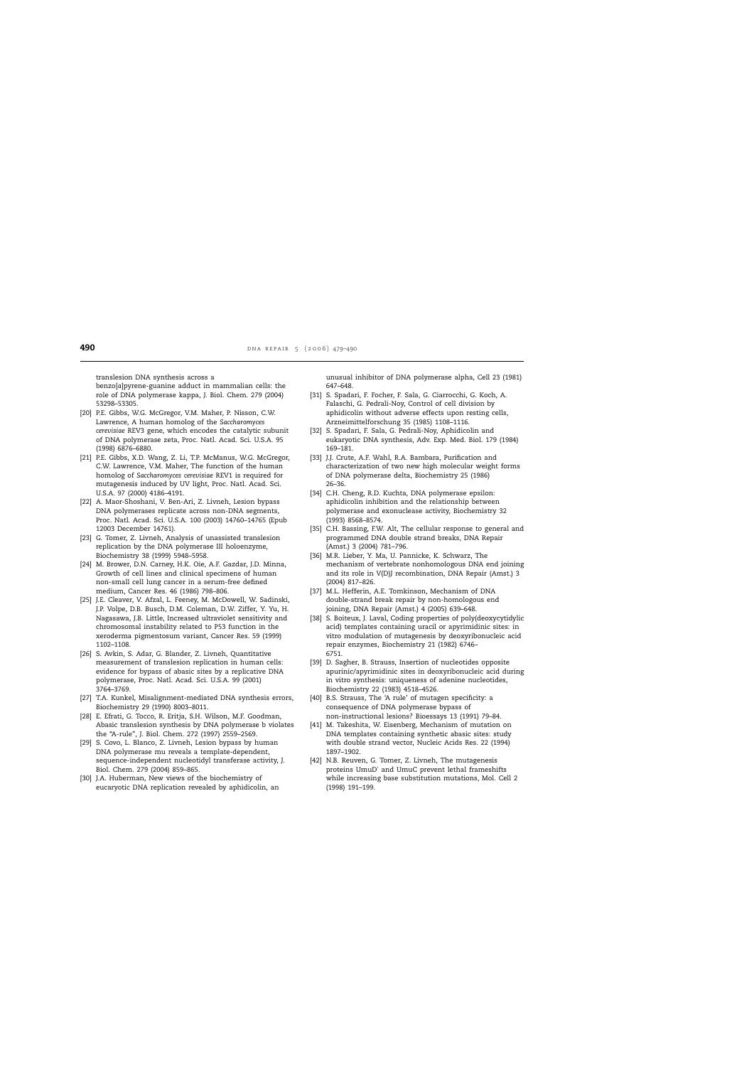translesion DNA synthesis across a benzo[a]pyrene-guanine adduct in mammalian cells: the role of DNA polymerase kappa, J. Biol. Chem. 279 (2004) 53298–53305.

[20] P.E. Gibbs, W.G. McGregor, V.M. Maher, P. Nisson, C.W. Lawrence, A human homolog of the *Saccharomyces cerevisiae* REV3 gene, which encodes the catalytic subunit of DNA polymerase zeta, Proc. Natl. Acad. Sci. U.S.A. 95 (1998) 6876–6880.

[21] P.E. Gibbs, X.D. Wang, Z. Li, T.P. McManus, W.G. McGregor, C.W. Lawrence, V.M. Maher, The function of the human homolog of *Saccharomyces cerevisiae* REV1 is required for mutagenesis induced by UV light, Proc. Natl. Acad. Sci. U.S.A. 97 (2000) 4186–4191.

[22] A. Maor-Shoshani, V. Ben-Ari, Z. Livneh, Lesion bypass DNA polymerases replicate across non-DNA segments, Proc. Natl. Acad. Sci. U.S.A. 100 (2003) 14760–14765 (Epub 12003 December 14761).

[23] G. Tomer, Z. Livneh, Analysis of unassisted translesion replication by the DNA polymerase III holoenzyme, Biochemistry 38 (1999) 5948–5958.

[24] M. Brower, D.N. Carney, H.K. Oie, A.F. Gazdar, J.D. Minna, Growth of cell lines and clinical specimens of human non-small cell lung cancer in a serum-free defined medium, Cancer Res. 46 (1986) 798–806.

[25] J.E. Cleaver, V. Afzal, L. Feeney, M. McDowell, W. Sadinski, J.P. Volpe, D.B. Busch, D.M. Coleman, D.W. Ziffer, Y. Yu, H. Nagasawa, J.B. Little, Increased ultraviolet sensitivity and chromosomal instability related to P53 function in the xeroderma pigmentosum variant, Cancer Res. 59 (1999) 1102–1108.

[26] S. Avkin, S. Adar, G. Blander, Z. Livneh, Quantitative measurement of translesion replication in human cells: evidence for bypass of abasic sites by a replicative DNA polymerase, Proc. Natl. Acad. Sci. U.S.A. 99 (2001) 3764–3769.

[27] T.A. Kunkel, Misalignment-mediated DNA synthesis errors, Biochemistry 29 (1990) 8003–8011.

[28] E. Efrati, G. Tocco, R. Eritja, S.H. Wilson, M.F. Goodman, Abasic translesion synthesis by DNA polymerase b violates the "A-rule", J. Biol. Chem. 272 (1997) 2559–2569.

[29] S. Covo, L. Blanco, Z. Livneh, Lesion bypass by human DNA polymerase mu reveals a template-dependent, sequence-independent nucleotidyl transferase activity, J. Biol. Chem. 279 (2004) 859–865.

[30] J.A. Huberman, New views of the biochemistry of eucaryotic DNA replication revealed by aphidicolin, an unusual inhibitor of DNA polymerase alpha, Cell 23 (1981) 647–648.

[31] S. Spadari, F. Focher, F. Sala, G. Ciarrocchi, G. Koch, A. Falaschi, G. Pedrali-Noy, Control of cell division by aphidicolin without adverse effects upon resting cells, Arzneimittelforschung 35 (1985) 1108–1116.

[32] S. Spadari, F. Sala, G. Pedrali-Noy, Aphidicolin and eukaryotic DNA synthesis, Adv. Exp. Med. Biol. 179 (1984) 169–181.

[33] J.J. Crute, A.F. Wahl, R.A. Bambara, Purification and characterization of two new high molecular weight forms of DNA polymerase delta, Biochemistry 25 (1986) 26–36.

[34] C.H. Cheng, R.D. Kuchta, DNA polymerase epsilon: aphidicolin inhibition and the relationship between polymerase and exonuclease activity, Biochemistry 32 (1993) 8568–8574.

[35] C.H. Bassing, F.W. Alt, The cellular response to general and programmed DNA double strand breaks, DNA Repair (Amst.) 3 (2004) 781–796.

[36] M.R. Lieber, Y. Ma, U. Pannicke, K. Schwarz, The mechanism of vertebrate nonhomologous DNA end joining and its role in V(D)J recombination, DNA Repair (Amst.) 3 (2004) 817–826.

[37] M.L. Hefferin, A.E. Tomkinson, Mechanism of DNA double-strand break repair by non-homologous end joining, DNA Repair (Amst.) 4 (2005) 639–648.

[38] S. Boiteux, J. Laval, Coding properties of poly(deoxycytidylic acid) templates containing uracil or apyrimidinic sites: in vitro modulation of mutagenesis by deoxyribonucleic acid repair enzymes, Biochemistry 21 (1982) 6746–6751.

[39] D. Sagher, B. Strauss, Insertion of nucleotides opposite apurinic/apyrimidinic sites in deoxyribonucleic acid during in vitro synthesis: uniqueness of adenine nucleotides, Biochemistry 22 (1983) 4518–4526.

[40] B.S. Strauss, The 'A rule' of mutagen specificity: a consequence of DNA polymerase bypass of non-instructional lesions? Bioessays 13 (1991) 79–84.

[41] M. Takeshita, W. Eisenberg, Mechanism of mutation on DNA templates containing synthetic abasic sites: study with double strand vector, Nucleic Acids Res. 22 (1994) 1897–1902.

[42] N.B. Reuven, G. Tomer, Z. Livneh, The mutagenesis proteins UmuD′ and UmuC prevent lethal frameshifts while increasing base substitution mutations, Mol. Cell 2 (1998) 191–199.